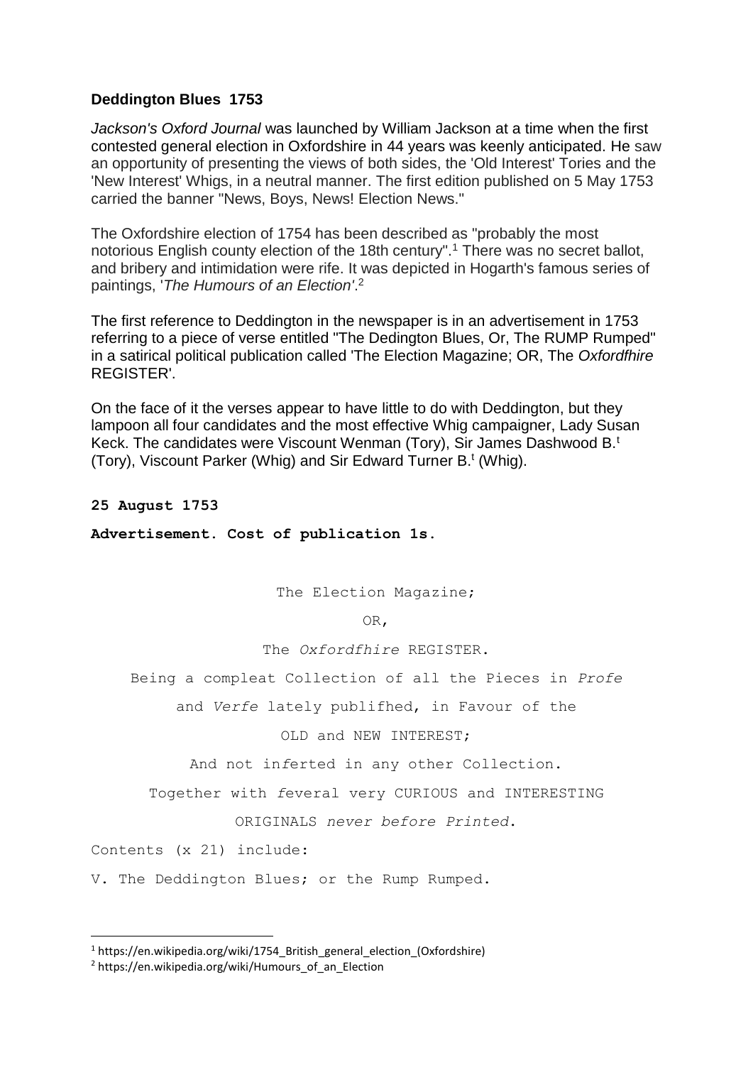**Deddington Blues 1753**

*Jackson's Oxford Journal* was launched by William Jackson at a time when the first contested general election in Oxfordshire in 44 years was keenly anticipated. He saw an opportunity of presenting the views of both sides, the 'Old Interest' Tories and the 'New Interest' Whigs, in a neutral manner. The first edition published on 5 May 1753 carried the banner "News, Boys, News! Election News."

The Oxfordshire election of 1754 has been described as "probably the most notorious English county election of the 18th century".[1] There was no secret ballot, and bribery and intimidation were rife. It was depicted in Hogarth's famous series of paintings, '*The Humours of an Election'*.[2]

The first reference to Deddington in the newspaper is in an advertisement in 1753 referring to a piece of verse entitled "The Dedington Blues, Or, The RUMP Rumped" in a satirical political publication called 'The Election Magazine; OR, The *Oxfordfhire* REGISTER'.

On the face of it the verses appear to have little to do with Deddington, but they lampoon all four candidates and the most effective Whig campaigner, Lady Susan Keck. The candidates were Viscount Wenman (Tory), Sir James Dashwood B.[t] (Tory), Viscount Parker (Whig) and Sir Edward Turner B.[t] (Whig).

**25 August 1753**

**Advertisement. Cost of publication 1s.**

The Election Magazine;

OR,

The *Oxfordfhire* REGISTER.

Being a compleat Collection of all the Pieces in *Profe*

and *Verfe* lately publifhed, in Favour of the

OLD and NEW INTEREST;

And not inferted in any other Collection.

Together with feveral very CURIOUS and INTERESTING

ORIGINALS *never before Printed.*

Contents (x 21) include:

V. The Deddington Blues; or the Rump Rumped.

---

[1] https://en.wikipedia.org/wiki/1754_British_general_election_(Oxfordshire)

[2] https://en.wikipedia.org/wiki/Humours_of_an_Election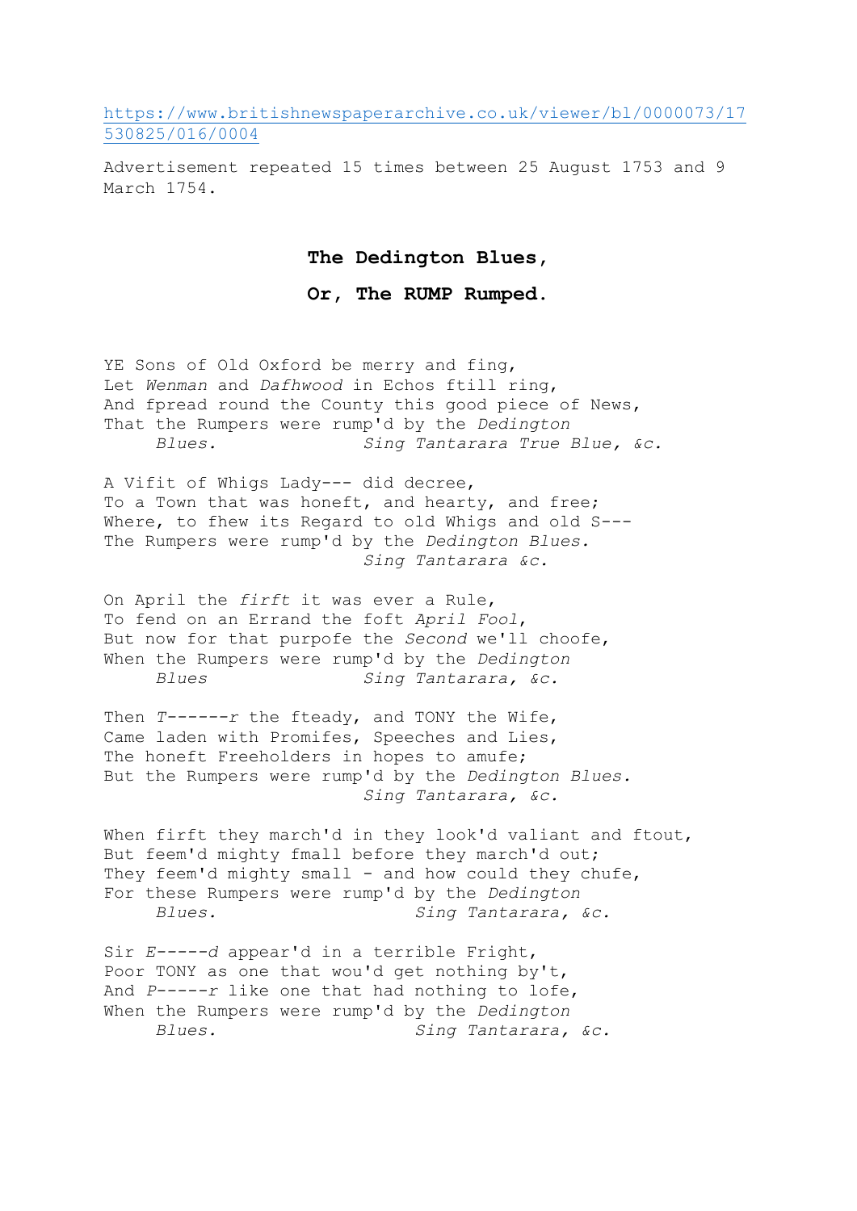https://www.britishnewspaperarchive.co.uk/viewer/bl/0000073/17530825/016/0004

Advertisement repeated 15 times between 25 August 1753 and 9 March 1754.

**The Dedington Blues,**

**Or, The RUMP Rumped.**

YE Sons of Old Oxford be merry and fing,  
Let *Wenman* and *Dafhwood* in Echos ftill ring,  
And fpread round the County this good piece of News,  
That the Rumpers were rump'd by the *Dedington Blues.* *Sing Tantarara True Blue, &c.*

A Vifit of Whigs Lady--- did decree,  
To a Town that was honeft, and hearty, and free;  
Where, to fhew its Regard to old Whigs and old S---  
The Rumpers were rump'd by the *Dedington Blues.*  
*Sing Tantarara &c.*

On April the *firft* it was ever a Rule,  
To fend on an Errand the foft *April Fool*,  
But now for that purpofe the *Second* we'll choofe,  
When the Rumpers were rump'd by the *Dedington Blues* *Sing Tantarara, &c.*

Then *T------r* the fteady, and TONY the Wife,  
Came laden with Promifes, Speeches and Lies,  
The honeft Freeholders in hopes to amufe;  
But the Rumpers were rump'd by the *Dedington Blues.*  
*Sing Tantarara, &c.*

When firft they march'd in they look'd valiant and ftout,  
But feem'd mighty fmall before they march'd out;  
They feem'd mighty small - and how could they chufe,  
For these Rumpers were rump'd by the *Dedington Blues.* *Sing Tantarara, &c.*

Sir *E-----d* appear'd in a terrible Fright,  
Poor TONY as one that wou'd get nothing by't,  
And *P-----r* like one that had nothing to lofe,  
When the Rumpers were rump'd by the *Dedington Blues.* *Sing Tantarara, &c.*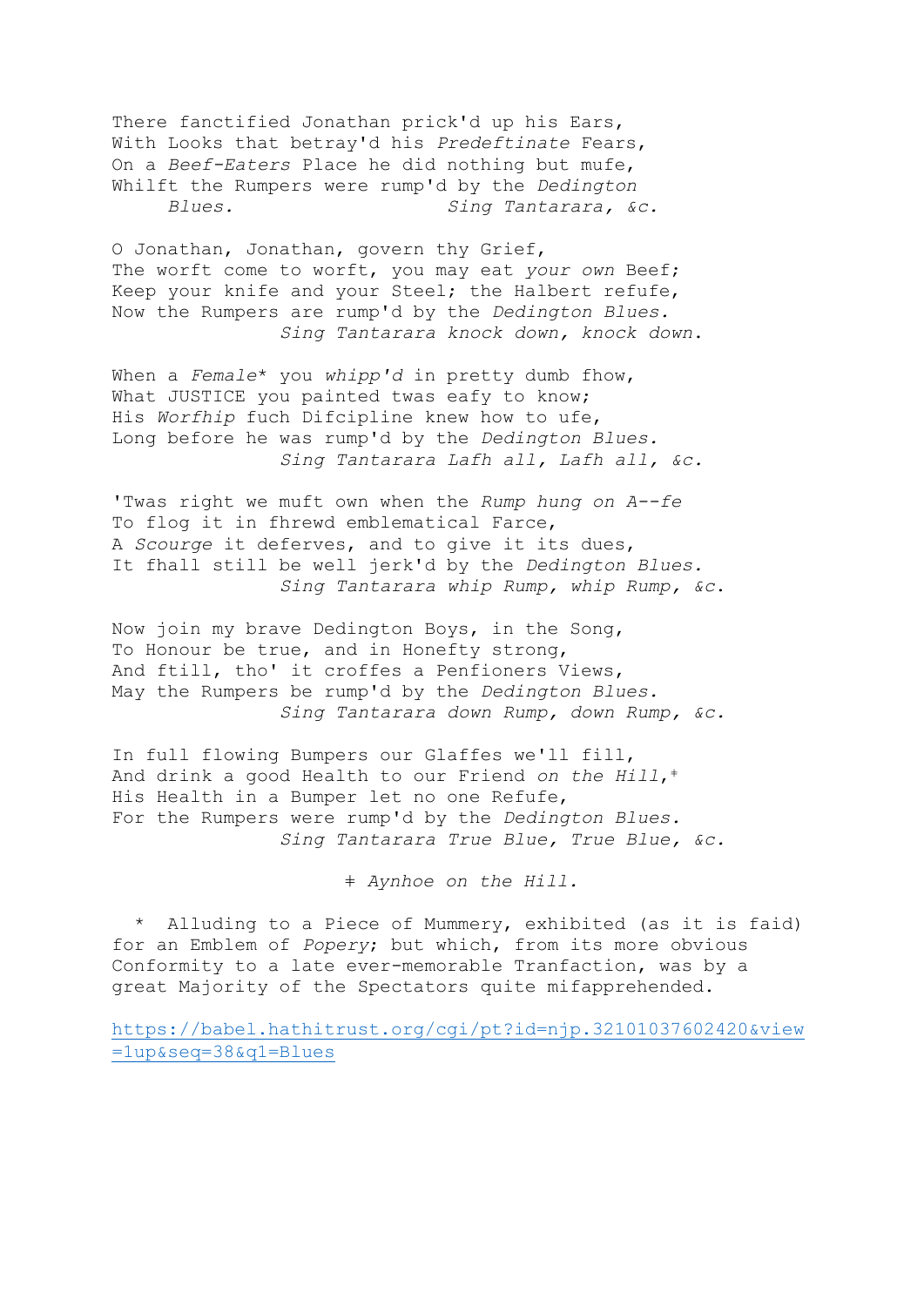There fanctified Jonathan prick'd up his Ears,  
With Looks that betray'd his *Predeftinate* Fears,  
On a *Beef-Eaters* Place he did nothing but mufe,  
Whilft the Rumpers were rump'd by the *Dedington Blues.*  
*Sing Tantarara, &c.*

O Jonathan, Jonathan, govern thy Grief,  
The worft come to worft, you may eat *your own* Beef;  
Keep your knife and your Steel; the Halbert refufe,  
Now the Rumpers are rump'd by the *Dedington Blues.*  
*Sing Tantarara knock down, knock down.*

When a *Female** you *whipp'd* in pretty dumb fhow,  
What JUSTICE you painted twas eafy to know;  
His *Worfhip* fuch Difcipline knew how to ufe,  
Long before he was rump'd by the *Dedington Blues.*  
*Sing Tantarara Lafh all, Lafh all, &c.*

'Twas right we muft own when the *Rump hung on A--fe*  
To flog it in fhrewd emblematical Farce,  
A *Scourge* it deferves, and to give it its dues,  
It fhall still be well jerk'd by the *Dedington Blues.*  
*Sing Tantarara whip Rump, whip Rump, &c.*

Now join my brave Dedington Boys, in the Song,  
To Honour be true, and in Honefty strong,  
And ftill, tho' it croffes a Penfioners Views,  
May the Rumpers be rump'd by the *Dedington Blues.*  
*Sing Tantarara down Rump, down Rump, &c.*

In full flowing Bumpers our Glaffes we'll fill,  
And drink a good Health to our Friend *on the Hill*,‡  
His Health in a Bumper let no one Refufe,  
For the Rumpers were rump'd by the *Dedington Blues.*  
*Sing Tantarara True Blue, True Blue, &c.*

‡ *Aynhoe on the Hill.*

\* Alluding to a Piece of Mummery, exhibited (as it is faid) for an Emblem of *Popery*; but which, from its more obvious Conformity to a late ever-memorable Tranfaction, was by a great Majority of the Spectators quite mifapprehended.

https://babel.hathitrust.org/cgi/pt?id=njp.32101037602420&view=1up&seq=38&q1=Blues